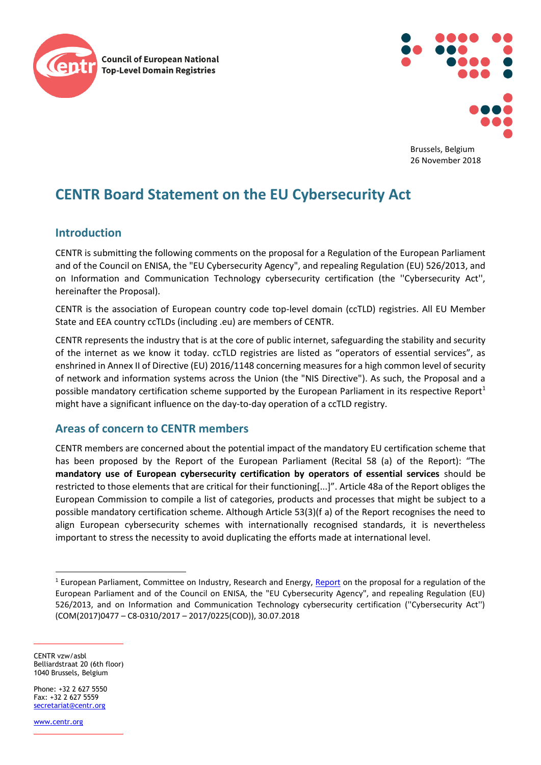Council of European National Top-Level Domain Registries

Brussels, Belgium
26 November 2018

# CENTR Board Statement on the EU Cybersecurity Act

## Introduction

CENTR is submitting the following comments on the proposal for a Regulation of the European Parliament and of the Council on ENISA, the "EU Cybersecurity Agency", and repealing Regulation (EU) 526/2013, and on Information and Communication Technology cybersecurity certification (the ''Cybersecurity Act'', hereinafter the Proposal).

CENTR is the association of European country code top-level domain (ccTLD) registries. All EU Member State and EEA country ccTLDs (including .eu) are members of CENTR.

CENTR represents the industry that is at the core of public internet, safeguarding the stability and security of the internet as we know it today. ccTLD registries are listed as "operators of essential services", as enshrined in Annex II of Directive (EU) 2016/1148 concerning measures for a high common level of security of network and information systems across the Union (the "NIS Directive"). As such, the Proposal and a possible mandatory certification scheme supported by the European Parliament in its respective Report[1] might have a significant influence on the day-to-day operation of a ccTLD registry.

## Areas of concern to CENTR members

CENTR members are concerned about the potential impact of the mandatory EU certification scheme that has been proposed by the Report of the European Parliament (Recital 58 (a) of the Report): "The **mandatory use of European cybersecurity certification by operators of essential services** should be restricted to those elements that are critical for their functioning[...]". Article 48a of the Report obliges the European Commission to compile a list of categories, products and processes that might be subject to a possible mandatory certification scheme. Although Article 53(3)(f a) of the Report recognises the need to align European cybersecurity schemes with internationally recognised standards, it is nevertheless important to stress the necessity to avoid duplicating the efforts made at international level.

---

[1] European Parliament, Committee on Industry, Research and Energy, Report on the proposal for a regulation of the European Parliament and of the Council on ENISA, the "EU Cybersecurity Agency", and repealing Regulation (EU) 526/2013, and on Information and Communication Technology cybersecurity certification (''Cybersecurity Act'') (COM(2017)0477 – C8-0310/2017 – 2017/0225(COD)), 30.07.2018

---

CENTR vzw/asbl
Belliardstraat 20 (6th floor)
1040 Brussels, Belgium

Phone: +32 2 627 5550
Fax: +32 2 627 5559
secretariat@centr.org

www.centr.org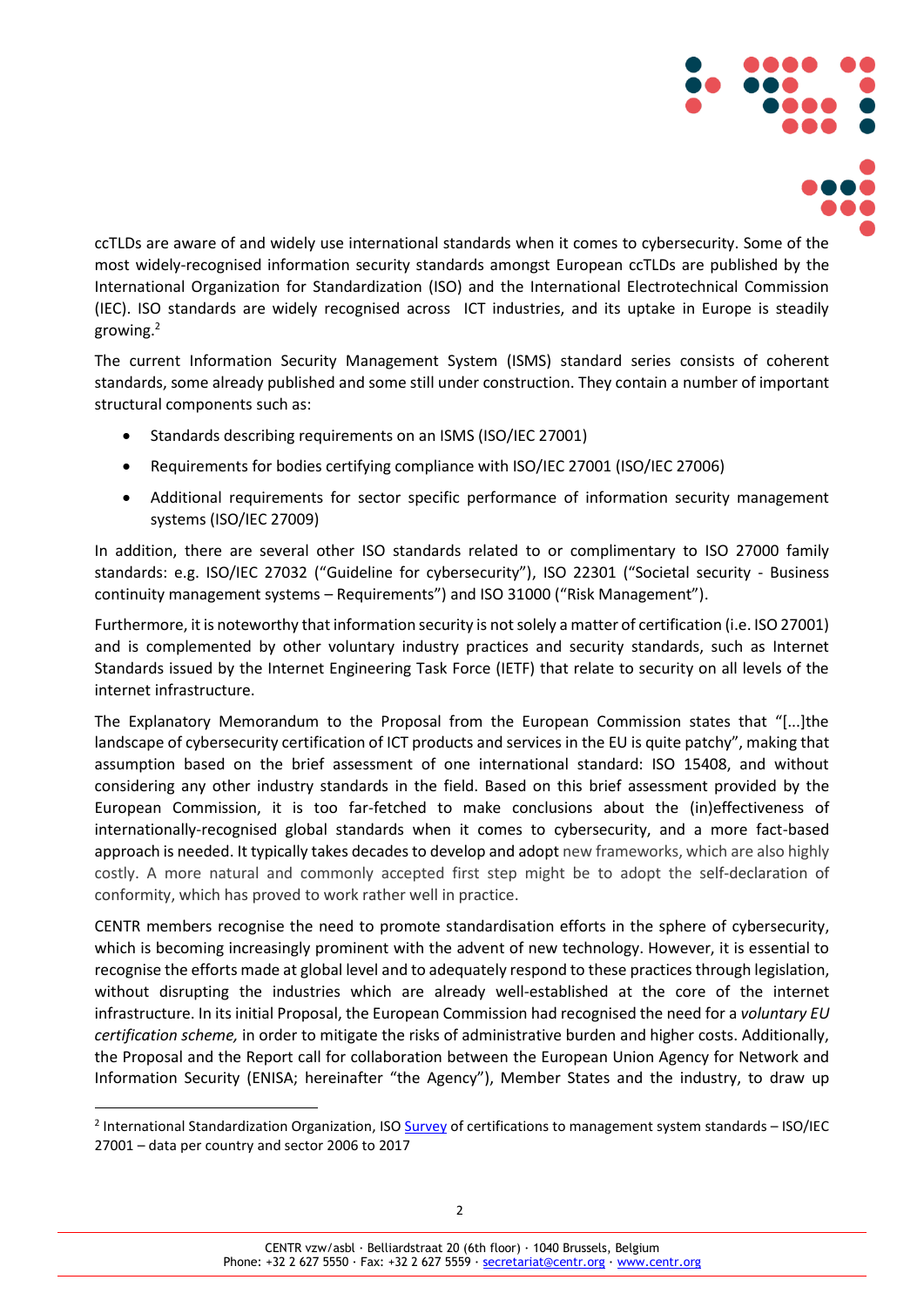ccTLDs are aware of and widely use international standards when it comes to cybersecurity. Some of the most widely-recognised information security standards amongst European ccTLDs are published by the International Organization for Standardization (ISO) and the International Electrotechnical Commission (IEC). ISO standards are widely recognised across ICT industries, and its uptake in Europe is steadily growing.[2]

The current Information Security Management System (ISMS) standard series consists of coherent standards, some already published and some still under construction. They contain a number of important structural components such as:

- Standards describing requirements on an ISMS (ISO/IEC 27001)
- Requirements for bodies certifying compliance with ISO/IEC 27001 (ISO/IEC 27006)
- Additional requirements for sector specific performance of information security management systems (ISO/IEC 27009)

In addition, there are several other ISO standards related to or complimentary to ISO 27000 family standards: e.g. ISO/IEC 27032 ("Guideline for cybersecurity"), ISO 22301 ("Societal security - Business continuity management systems – Requirements") and ISO 31000 ("Risk Management").

Furthermore, it is noteworthy that information security is not solely a matter of certification (i.e. ISO 27001) and is complemented by other voluntary industry practices and security standards, such as Internet Standards issued by the Internet Engineering Task Force (IETF) that relate to security on all levels of the internet infrastructure.

The Explanatory Memorandum to the Proposal from the European Commission states that "[...]the landscape of cybersecurity certification of ICT products and services in the EU is quite patchy", making that assumption based on the brief assessment of one international standard: ISO 15408, and without considering any other industry standards in the field. Based on this brief assessment provided by the European Commission, it is too far-fetched to make conclusions about the (in)effectiveness of internationally-recognised global standards when it comes to cybersecurity, and a more fact-based approach is needed. It typically takes decades to develop and adopt new frameworks, which are also highly costly. A more natural and commonly accepted first step might be to adopt the self-declaration of conformity, which has proved to work rather well in practice.

CENTR members recognise the need to promote standardisation efforts in the sphere of cybersecurity, which is becoming increasingly prominent with the advent of new technology. However, it is essential to recognise the efforts made at global level and to adequately respond to these practices through legislation, without disrupting the industries which are already well-established at the core of the internet infrastructure. In its initial Proposal, the European Commission had recognised the need for a *voluntary EU certification scheme,* in order to mitigate the risks of administrative burden and higher costs. Additionally, the Proposal and the Report call for collaboration between the European Union Agency for Network and Information Security (ENISA; hereinafter "the Agency"), Member States and the industry, to draw up

[2] International Standardization Organization, ISO Survey of certifications to management system standards – ISO/IEC 27001 – data per country and sector 2006 to 2017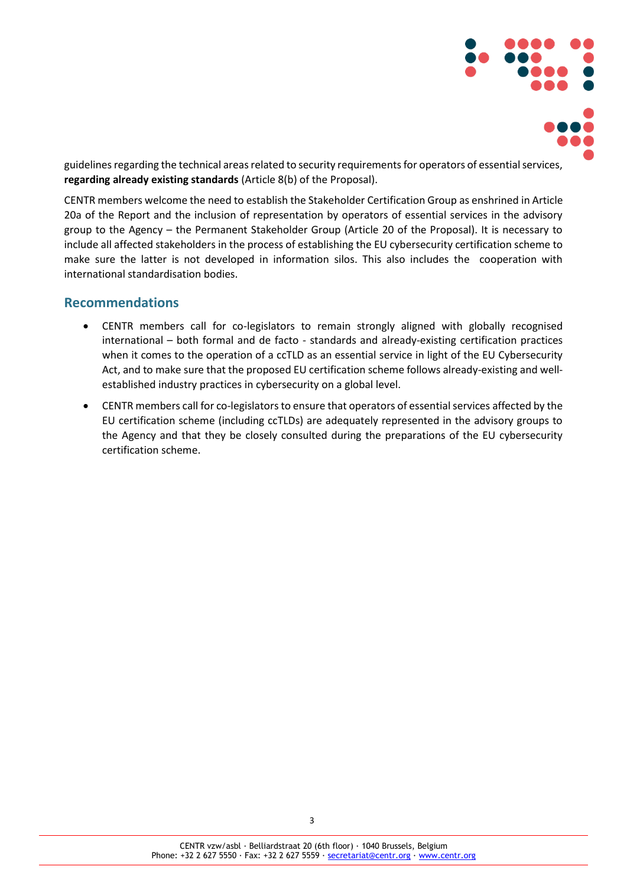guidelines regarding the technical areas related to security requirements for operators of essential services, **regarding already existing standards** (Article 8(b) of the Proposal).

CENTR members welcome the need to establish the Stakeholder Certification Group as enshrined in Article 20a of the Report and the inclusion of representation by operators of essential services in the advisory group to the Agency – the Permanent Stakeholder Group (Article 20 of the Proposal). It is necessary to include all affected stakeholders in the process of establishing the EU cybersecurity certification scheme to make sure the latter is not developed in information silos. This also includes the cooperation with international standardisation bodies.

## Recommendations

- CENTR members call for co-legislators to remain strongly aligned with globally recognised international – both formal and de facto - standards and already-existing certification practices when it comes to the operation of a ccTLD as an essential service in light of the EU Cybersecurity Act, and to make sure that the proposed EU certification scheme follows already-existing and well-established industry practices in cybersecurity on a global level.
- CENTR members call for co-legislators to ensure that operators of essential services affected by the EU certification scheme (including ccTLDs) are adequately represented in the advisory groups to the Agency and that they be closely consulted during the preparations of the EU cybersecurity certification scheme.